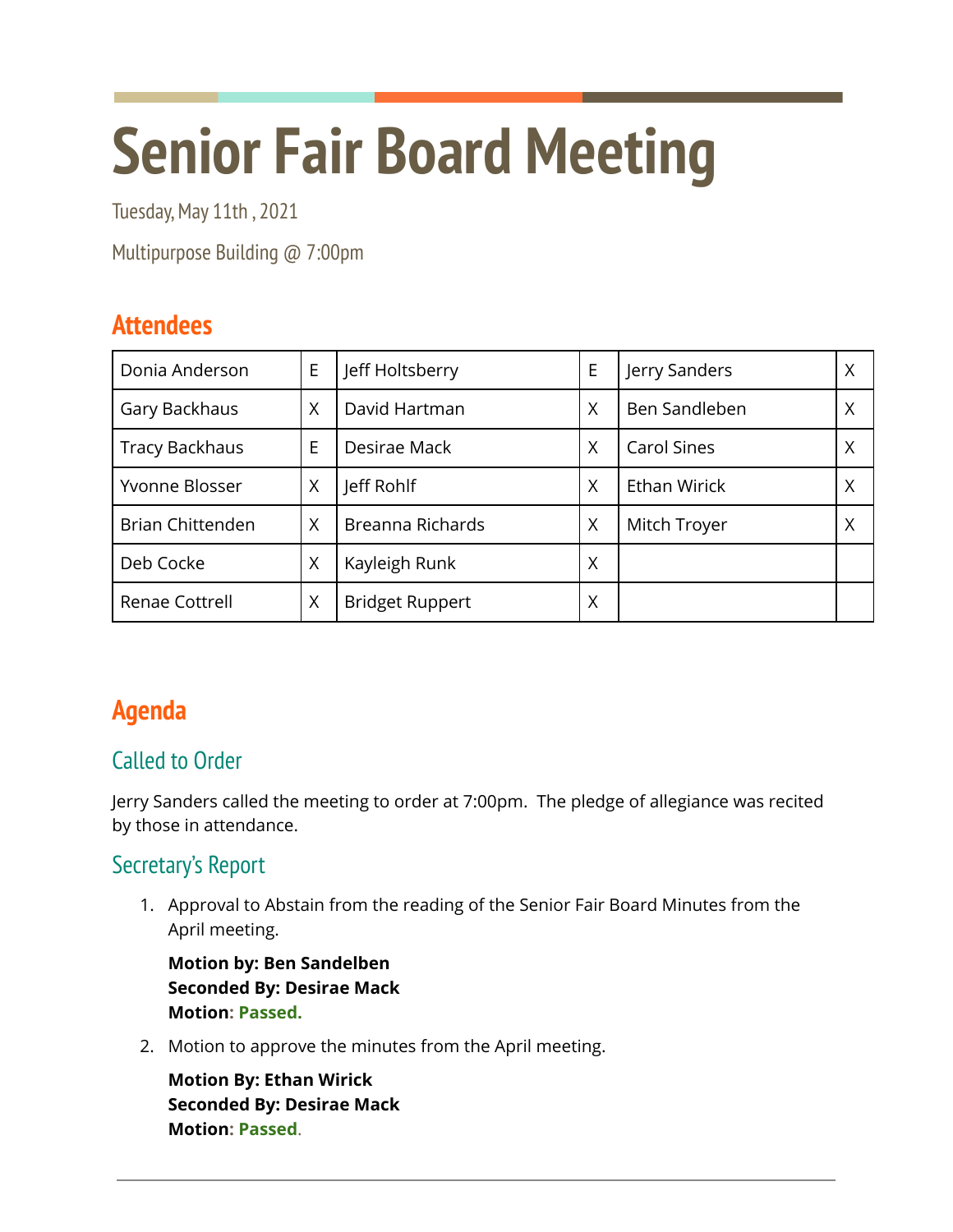# Senior Fair Board Meeting

Tuesday, May 11th , 2021

Multipurpose Building @ 7:00pm

## Attendees

| | | | | | |
|---|---|---|---|---|---|
| Donia Anderson | E | Jeff Holtsberry | E | Jerry Sanders | X |
| Gary Backhaus | X | David Hartman | X | Ben Sandleben | X |
| Tracy Backhaus | E | Desirae Mack | X | Carol Sines | X |
| Yvonne Blosser | X | Jeff Rohlf | X | Ethan Wirick | X |
| Brian Chittenden | X | Breanna Richards | X | Mitch Troyer | X |
| Deb Cocke | X | Kayleigh Runk | X | | |
| Renae Cottrell | X | Bridget Ruppert | X | | |

## Agenda

### Called to Order

Jerry Sanders called the meeting to order at 7:00pm. The pledge of allegiance was recited by those in attendance.

### Secretary's Report

1. Approval to Abstain from the reading of the Senior Fair Board Minutes from the April meeting.

   **Motion by: Ben Sandelben**
   **Seconded By: Desirae Mack**
   **Motion: Passed.**

2. Motion to approve the minutes from the April meeting.

   **Motion By: Ethan Wirick**
   **Seconded By: Desirae Mack**
   **Motion: Passed.**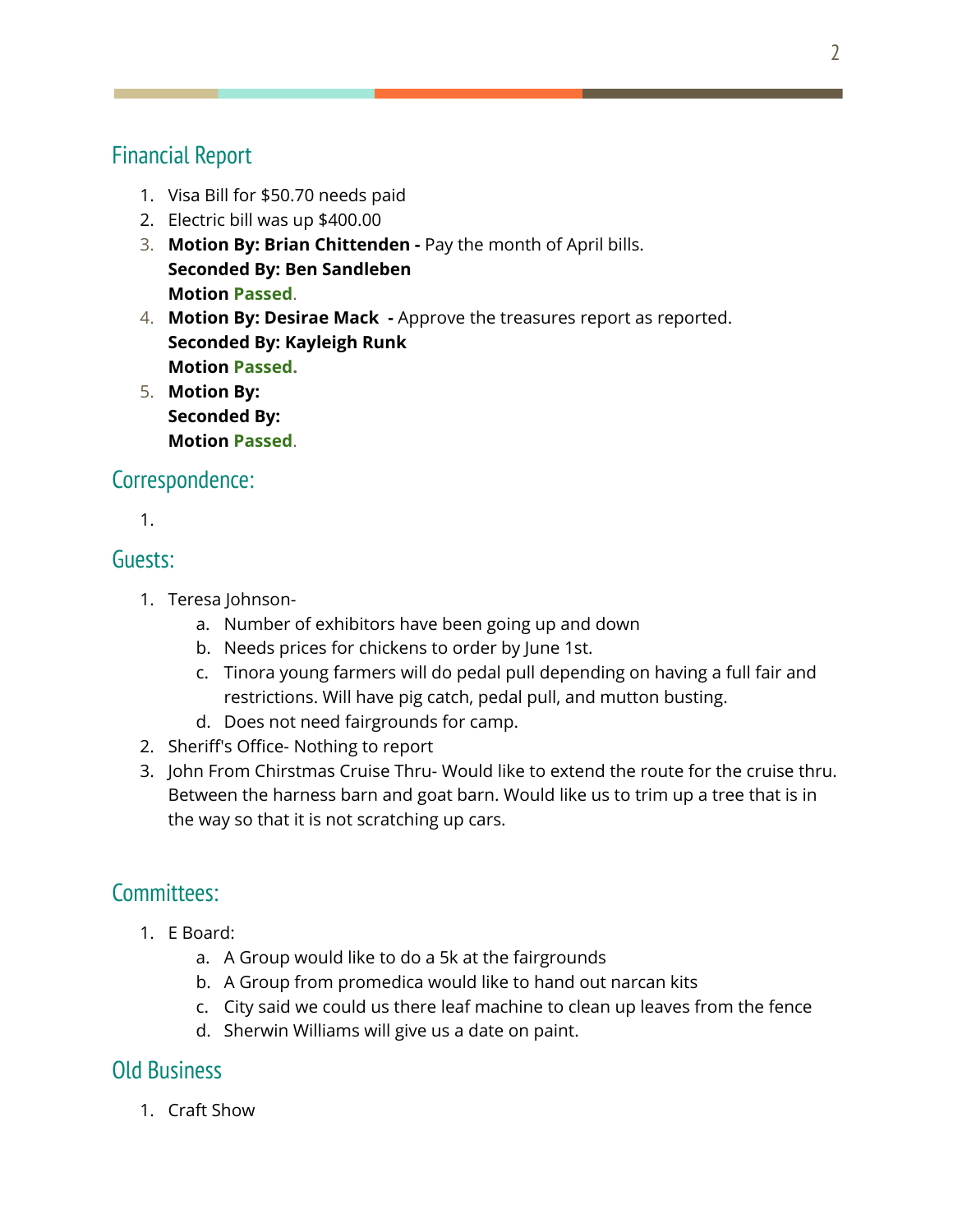## Financial Report

1. Visa Bill for $50.70 needs paid
2. Electric bill was up $400.00
3. **Motion By: Brian Chittenden -** Pay the month of April bills.
   **Seconded By: Ben Sandleben**
   **Motion Passed**.
4. **Motion By: Desirae Mack -** Approve the treasures report as reported.
   **Seconded By: Kayleigh Runk**
   **Motion Passed.**
5. **Motion By:**
   **Seconded By:**
   **Motion Passed**.

## Correspondence:

1. 

## Guests:

1. Teresa Johnson-
   a. Number of exhibitors have been going up and down
   b. Needs prices for chickens to order by June 1st.
   c. Tinora young farmers will do pedal pull depending on having a full fair and restrictions. Will have pig catch, pedal pull, and mutton busting.
   d. Does not need fairgrounds for camp.
2. Sheriff's Office- Nothing to report
3. John From Chirstmas Cruise Thru- Would like to extend the route for the cruise thru. Between the harness barn and goat barn. Would like us to trim up a tree that is in the way so that it is not scratching up cars.

## Committees:

1. E Board:
   a. A Group would like to do a 5k at the fairgrounds
   b. A Group from promedica would like to hand out narcan kits
   c. City said we could us there leaf machine to clean up leaves from the fence
   d. Sherwin Williams will give us a date on paint.

## Old Business

1. Craft Show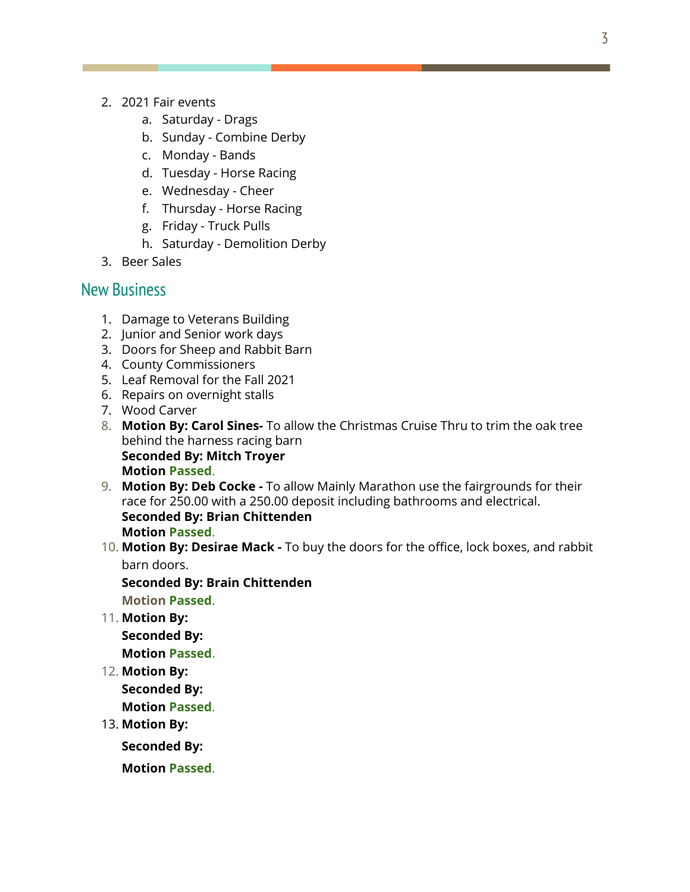2. 2021 Fair events
    a. Saturday - Drags
    b. Sunday - Combine Derby
    c. Monday - Bands
    d. Tuesday - Horse Racing
    e. Wednesday - Cheer
    f. Thursday - Horse Racing
    g. Friday - Truck Pulls
    h. Saturday - Demolition Derby
3. Beer Sales

## New Business

1. Damage to Veterans Building
2. Junior and Senior work days
3. Doors for Sheep and Rabbit Barn
4. County Commissioners
5. Leaf Removal for the Fall 2021
6. Repairs on overnight stalls
7. Wood Carver
8. **Motion By: Carol Sines-** To allow the Christmas Cruise Thru to trim the oak tree behind the harness racing barn
   **Seconded By: Mitch Troyer**
   **Motion Passed.**
9. **Motion By: Deb Cocke -** To allow Mainly Marathon use the fairgrounds for their race for 250.00 with a 250.00 deposit including bathrooms and electrical.
   **Seconded By: Brian Chittenden**
   **Motion Passed.**
10. **Motion By: Desirae Mack -** To buy the doors for the office, lock boxes, and rabbit barn doors.
    **Seconded By: Brain Chittenden**
    **Motion Passed.**
11. **Motion By:**
    **Seconded By:**
    **Motion Passed.**
12. **Motion By:**
    **Seconded By:**
    **Motion Passed.**
13. **Motion By:**
    **Seconded By:**
    **Motion Passed.**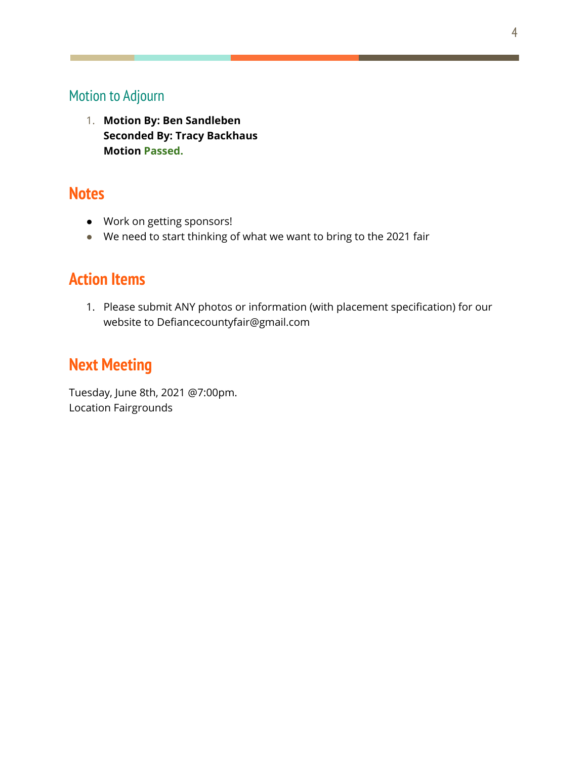## Motion to Adjourn

1. **Motion By: Ben Sandleben**
   **Seconded By: Tracy Backhaus**
   **Motion Passed.**

## Notes

- Work on getting sponsors!
- We need to start thinking of what we want to bring to the 2021 fair

## Action Items

1. Please submit ANY photos or information (with placement specification) for our website to Defiancecountyfair@gmail.com

## Next Meeting

Tuesday, June 8th, 2021 @7:00pm.
Location Fairgrounds